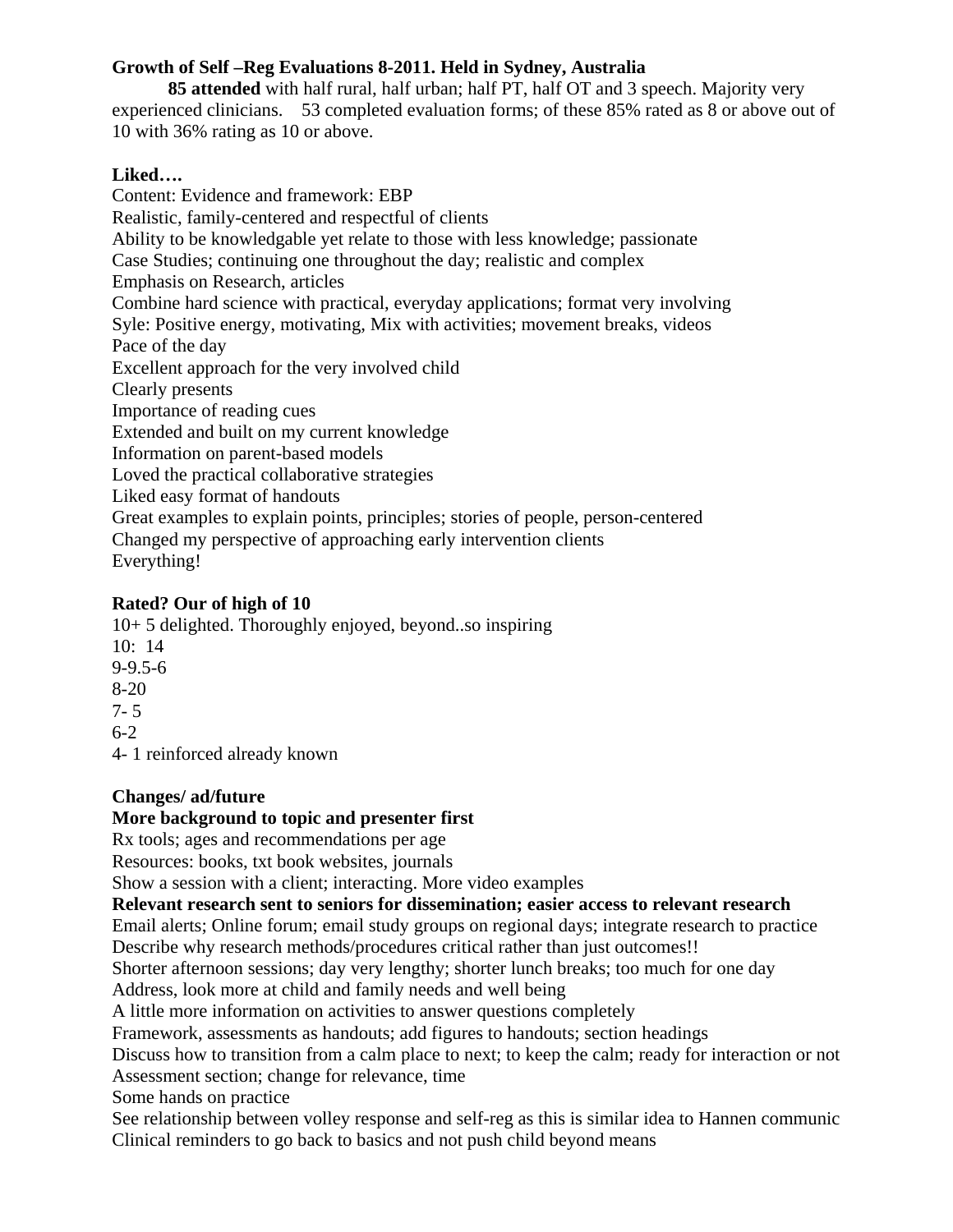**Growth of Self –Reg Evaluations 8-2011. Held in Sydney, Australia**

**85 attended** with half rural, half urban; half PT, half OT and 3 speech. Majority very experienced clinicians. 53 completed evaluation forms; of these 85% rated as 8 or above out of 10 with 36% rating as 10 or above.

**Liked….**

Content: Evidence and framework: EBP
Realistic, family-centered and respectful of clients
Ability to be knowledgable yet relate to those with less knowledge; passionate
Case Studies; continuing one throughout the day; realistic and complex
Emphasis on Research, articles
Combine hard science with practical, everyday applications; format very involving
Syle: Positive energy, motivating, Mix with activities; movement breaks, videos
Pace of the day
Excellent approach for the very involved child
Clearly presents
Importance of reading cues
Extended and built on my current knowledge
Information on parent-based models
Loved the practical collaborative strategies
Liked easy format of handouts
Great examples to explain points, principles; stories of people, person-centered
Changed my perspective of approaching early intervention clients
Everything!

**Rated? Our of high of 10**

10+ 5 delighted. Thoroughly enjoyed, beyond..so inspiring
10: 14
9-9.5-6
8-20
7- 5
6-2
4- 1 reinforced already known

**Changes/ ad/future**

**More background to topic and presenter first**
Rx tools; ages and recommendations per age
Resources: books, txt book websites, journals
Show a session with a client; interacting. More video examples
**Relevant research sent to seniors for dissemination; easier access to relevant research**
Email alerts; Online forum; email study groups on regional days; integrate research to practice
Describe why research methods/procedures critical rather than just outcomes!!
Shorter afternoon sessions; day very lengthy; shorter lunch breaks; too much for one day
Address, look more at child and family needs and well being
A little more information on activities to answer questions completely
Framework, assessments as handouts; add figures to handouts; section headings
Discuss how to transition from a calm place to next; to keep the calm; ready for interaction or not
Assessment section; change for relevance, time
Some hands on practice
See relationship between volley response and self-reg as this is similar idea to Hannen communic
Clinical reminders to go back to basics and not push child beyond means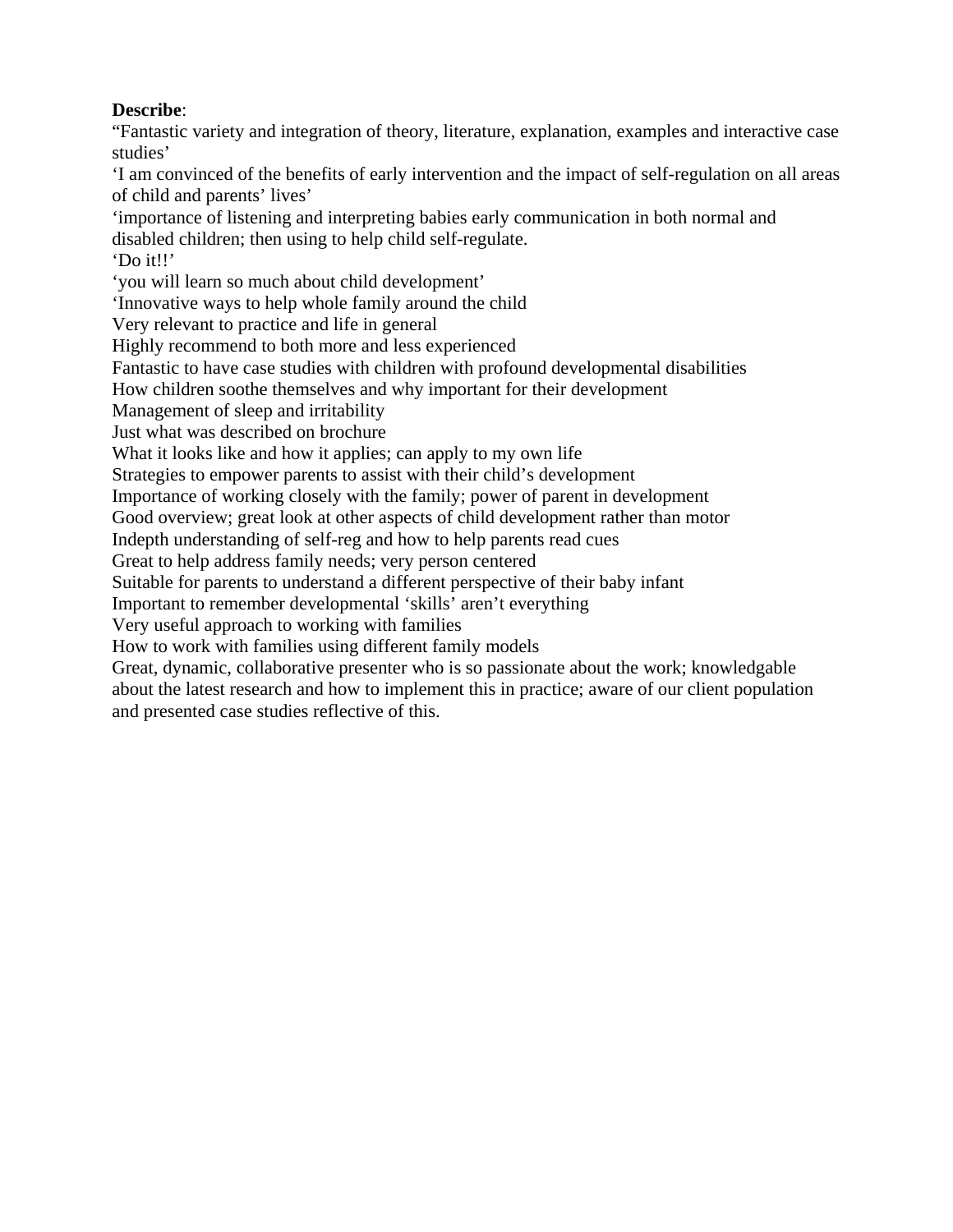**Describe**:

“Fantastic variety and integration of theory, literature, explanation, examples and interactive case studies’

‘I am convinced of the benefits of early intervention and the impact of self-regulation on all areas of child and parents’ lives’

‘importance of listening and interpreting babies early communication in both normal and disabled children; then using to help child self-regulate.

‘Do it!!’

‘you will learn so much about child development’

‘Innovative ways to help whole family around the child

Very relevant to practice and life in general

Highly recommend to both more and less experienced

Fantastic to have case studies with children with profound developmental disabilities

How children soothe themselves and why important for their development

Management of sleep and irritability

Just what was described on brochure

What it looks like and how it applies; can apply to my own life

Strategies to empower parents to assist with their child’s development

Importance of working closely with the family; power of parent in development

Good overview; great look at other aspects of child development rather than motor

Indepth understanding of self-reg and how to help parents read cues

Great to help address family needs; very person centered

Suitable for parents to understand a different perspective of their baby infant

Important to remember developmental ‘skills’ aren’t everything

Very useful approach to working with families

How to work with families using different family models

Great, dynamic, collaborative presenter who is so passionate about the work; knowledgable about the latest research and how to implement this in practice; aware of our client population and presented case studies reflective of this.